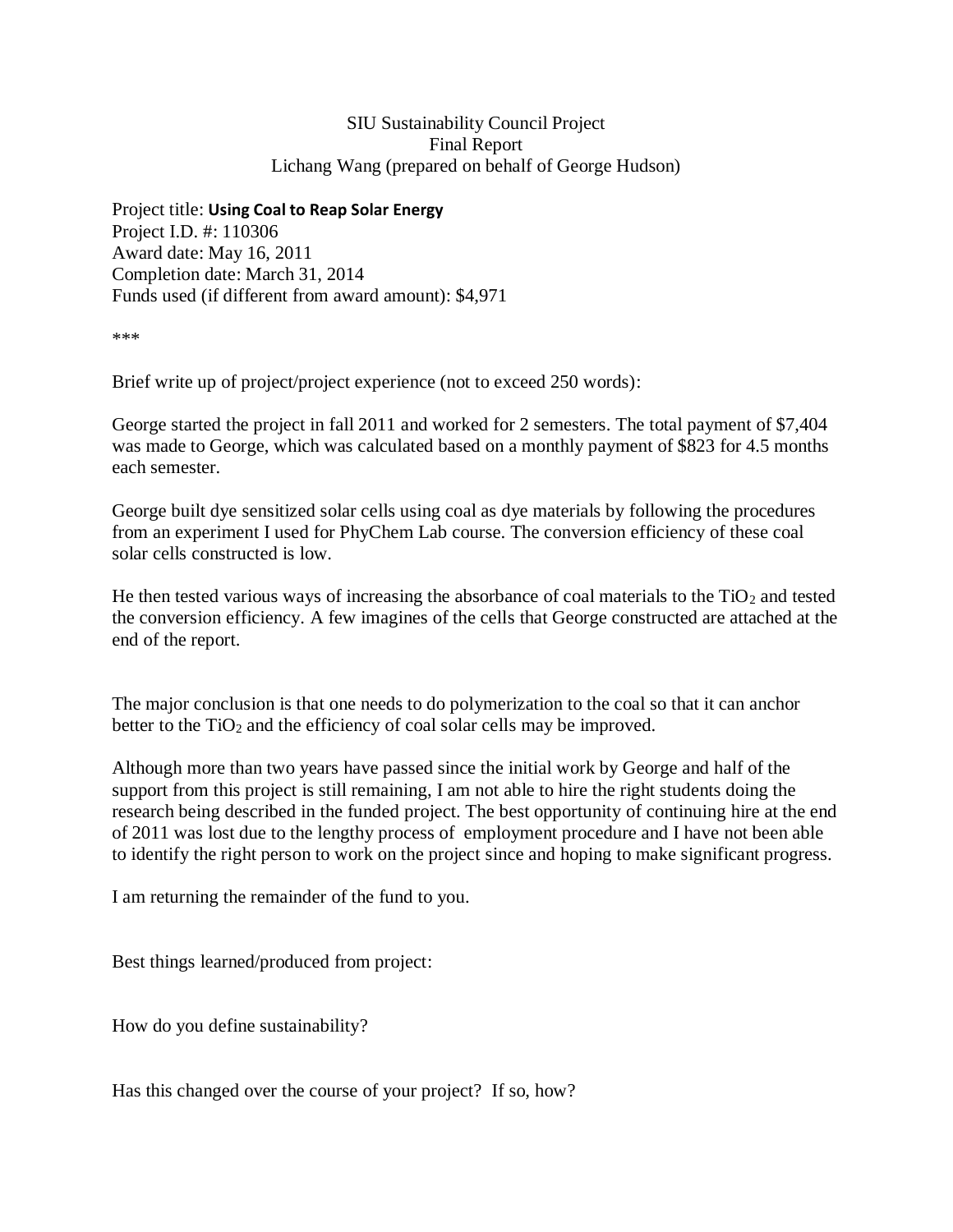SIU Sustainability Council Project
Final Report
Lichang Wang (prepared on behalf of George Hudson)

Project title: **Using Coal to Reap Solar Energy**
Project I.D. #: 110306
Award date: May 16, 2011
Completion date: March 31, 2014
Funds used (if different from award amount): $4,971

***

Brief write up of project/project experience (not to exceed 250 words):

George started the project in fall 2011 and worked for 2 semesters. The total payment of $7,404 was made to George, which was calculated based on a monthly payment of $823 for 4.5 months each semester.

George built dye sensitized solar cells using coal as dye materials by following the procedures from an experiment I used for PhyChem Lab course. The conversion efficiency of these coal solar cells constructed is low.

He then tested various ways of increasing the absorbance of coal materials to the $TiO_2$ and tested the conversion efficiency. A few imagines of the cells that George constructed are attached at the end of the report.

The major conclusion is that one needs to do polymerization to the coal so that it can anchor better to the $TiO_2$ and the efficiency of coal solar cells may be improved.

Although more than two years have passed since the initial work by George and half of the support from this project is still remaining, I am not able to hire the right students doing the research being described in the funded project. The best opportunity of continuing hire at the end of 2011 was lost due to the lengthy process of employment procedure and I have not been able to identify the right person to work on the project since and hoping to make significant progress.

I am returning the remainder of the fund to you.

Best things learned/produced from project:

How do you define sustainability?

Has this changed over the course of your project? If so, how?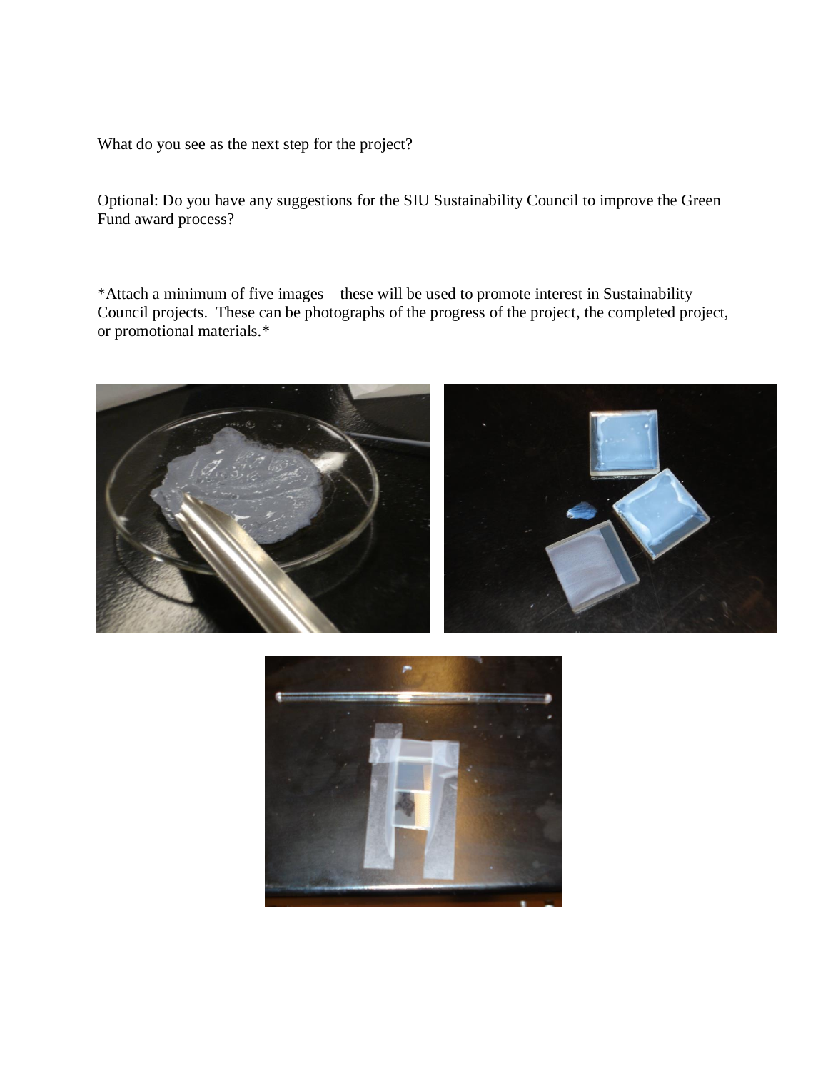What do you see as the next step for the project?

Optional: Do you have any suggestions for the SIU Sustainability Council to improve the Green Fund award process?

*Attach a minimum of five images – these will be used to promote interest in Sustainability Council projects. These can be photographs of the progress of the project, the completed project, or promotional materials.*